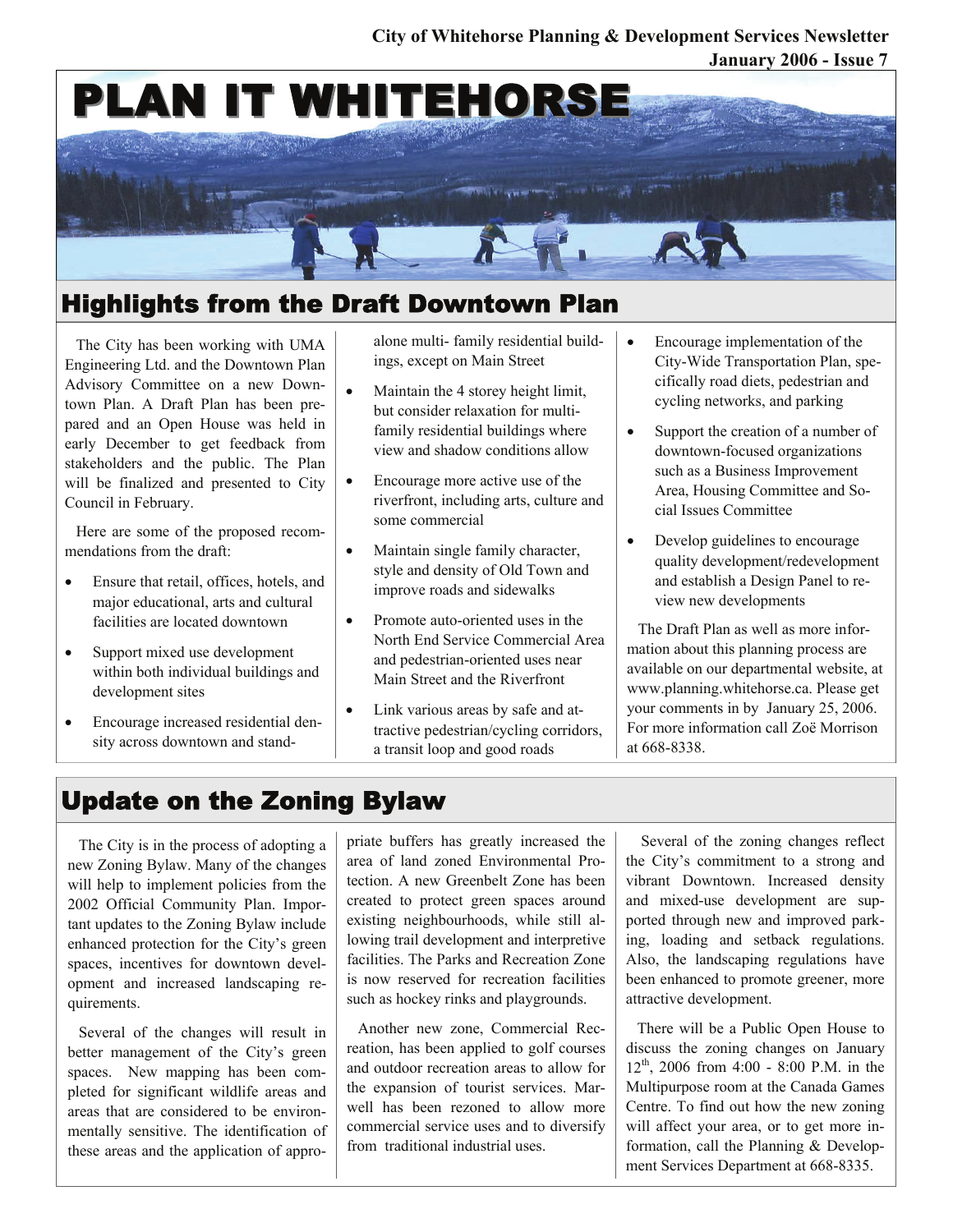City of Whitehorse Planning & Development Services Newsletter
January 2006 - Issue 7

# PLAN IT WHITEHORSE

## Highlights from the Draft Downtown Plan

The City has been working with UMA Engineering Ltd. and the Downtown Plan Advisory Committee on a new Downtown Plan. A Draft Plan has been prepared and an Open House was held in early December to get feedback from stakeholders and the public. The Plan will be finalized and presented to City Council in February.

Here are some of the proposed recommendations from the draft:

- Ensure that retail, offices, hotels, and major educational, arts and cultural facilities are located downtown
- Support mixed use development within both individual buildings and development sites
- Encourage increased residential density across downtown and stand-alone multi- family residential buildings, except on Main Street
- Maintain the 4 storey height limit, but consider relaxation for multi-family residential buildings where view and shadow conditions allow
- Encourage more active use of the riverfront, including arts, culture and some commercial
- Maintain single family character, style and density of Old Town and improve roads and sidewalks
- Promote auto-oriented uses in the North End Service Commercial Area and pedestrian-oriented uses near Main Street and the Riverfront
- Link various areas by safe and attractive pedestrian/cycling corridors, a transit loop and good roads
- Encourage implementation of the City-Wide Transportation Plan, specifically road diets, pedestrian and cycling networks, and parking
- Support the creation of a number of downtown-focused organizations such as a Business Improvement Area, Housing Committee and Social Issues Committee
- Develop guidelines to encourage quality development/redevelopment and establish a Design Panel to review new developments

The Draft Plan as well as more information about this planning process are available on our departmental website, at www.planning.whitehorse.ca. Please get your comments in by January 25, 2006. For more information call Zoë Morrison at 668-8338.

## Update on the Zoning Bylaw

The City is in the process of adopting a new Zoning Bylaw. Many of the changes will help to implement policies from the 2002 Official Community Plan. Important updates to the Zoning Bylaw include enhanced protection for the City's green spaces, incentives for downtown development and increased landscaping requirements.

Several of the changes will result in better management of the City's green spaces. New mapping has been completed for significant wildlife areas and areas that are considered to be environmentally sensitive. The identification of these areas and the application of appropriate buffers has greatly increased the area of land zoned Environmental Protection. A new Greenbelt Zone has been created to protect green spaces around existing neighbourhoods, while still allowing trail development and interpretive facilities. The Parks and Recreation Zone is now reserved for recreation facilities such as hockey rinks and playgrounds.

Another new zone, Commercial Recreation, has been applied to golf courses and outdoor recreation areas to allow for the expansion of tourist services. Marwell has been rezoned to allow more commercial service uses and to diversify from traditional industrial uses.

Several of the zoning changes reflect the City's commitment to a strong and vibrant Downtown. Increased density and mixed-use development are supported through new and improved parking, loading and setback regulations. Also, the landscaping regulations have been enhanced to promote greener, more attractive development.

There will be a Public Open House to discuss the zoning changes on January 12th, 2006 from 4:00 - 8:00 P.M. in the Multipurpose room at the Canada Games Centre. To find out how the new zoning will affect your area, or to get more information, call the Planning & Development Services Department at 668-8335.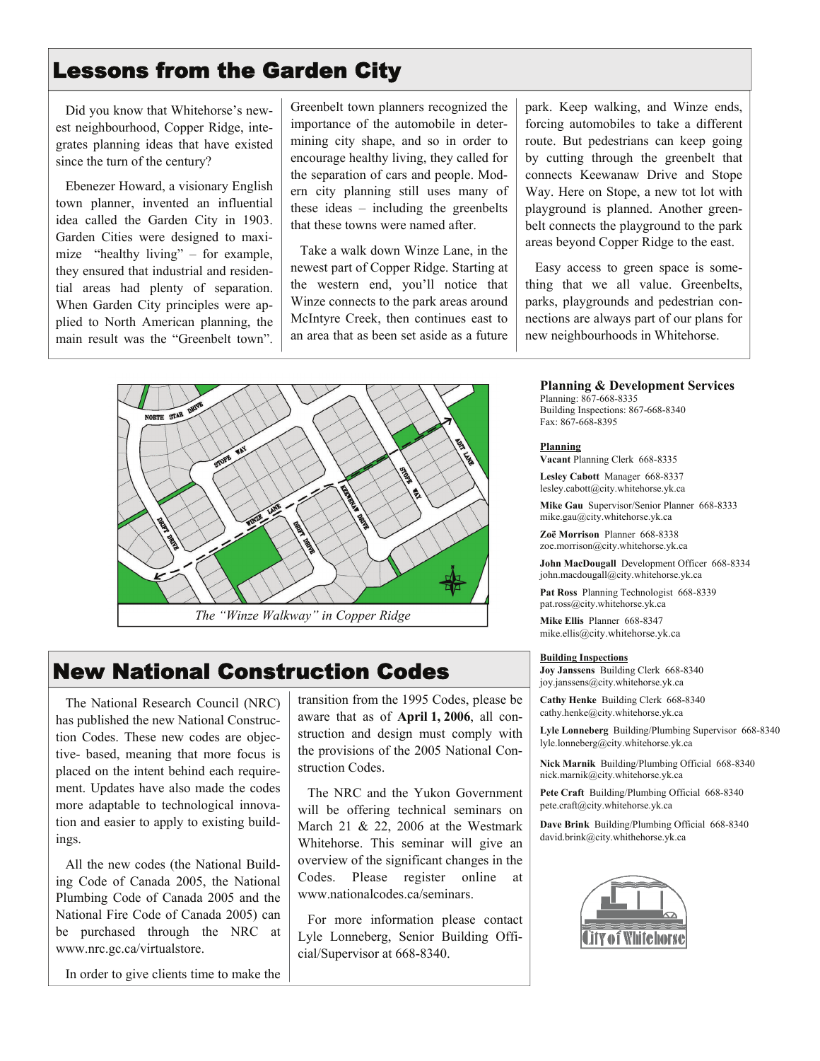## Lessons from the Garden City

Did you know that Whitehorse's newest neighbourhood, Copper Ridge, integrates planning ideas that have existed since the turn of the century?

Ebenezer Howard, a visionary English town planner, invented an influential idea called the Garden City in 1903. Garden Cities were designed to maximize "healthy living" – for example, they ensured that industrial and residential areas had plenty of separation. When Garden City principles were applied to North American planning, the main result was the "Greenbelt town". Greenbelt town planners recognized the importance of the automobile in determining city shape, and so in order to encourage healthy living, they called for the separation of cars and people. Modern city planning still uses many of these ideas – including the greenbelts that these towns were named after.

Take a walk down Winze Lane, in the newest part of Copper Ridge. Starting at the western end, you'll notice that Winze connects to the park areas around McIntyre Creek, then continues east to an area that as been set aside as a future park. Keep walking, and Winze ends, forcing automobiles to take a different route. But pedestrians can keep going by cutting through the greenbelt that connects Keewanaw Drive and Stope Way. Here on Stope, a new tot lot with playground is planned. Another greenbelt connects the playground to the park areas beyond Copper Ridge to the east.

Easy access to green space is something that we all value. Greenbelts, parks, playgrounds and pedestrian connections are always part of our plans for new neighbourhoods in Whitehorse.

NORTH STAR DRIVE
STOPE WAY
DRIFT DRIVE
WINZE LANE
DRIFT DRIVE
KEEWENAW DRIVE
STOPE WAY
ADIT LANE

*The "Winze Walkway" in Copper Ridge*

## New National Construction Codes

The National Research Council (NRC) has published the new National Construction Codes. These new codes are objective- based, meaning that more focus is placed on the intent behind each requirement. Updates have also made the codes more adaptable to technological innovation and easier to apply to existing buildings.

All the new codes (the National Building Code of Canada 2005, the National Plumbing Code of Canada 2005 and the National Fire Code of Canada 2005) can be purchased through the NRC at www.nrc.gc.ca/virtualstore.

In order to give clients time to make the transition from the 1995 Codes, please be aware that as of **April 1, 2006**, all construction and design must comply with the provisions of the 2005 National Construction Codes.

The NRC and the Yukon Government will be offering technical seminars on March 21 & 22, 2006 at the Westmark Whitehorse. This seminar will give an overview of the significant changes in the Codes. Please register online at www.nationalcodes.ca/seminars.

For more information please contact Lyle Lonneberg, Senior Building Official/Supervisor at 668-8340.

**Planning & Development Services**
Planning: 867-668-8335
Building Inspections: 867-668-8340
Fax: 867-668-8395

**Planning**

**Vacant** Planning Clerk 668-8335

**Lesley Cabott** Manager 668-8337
lesley.cabott@city.whitehorse.yk.ca

**Mike Gau** Supervisor/Senior Planner 668-8333
mike.gau@city.whitehorse.yk.ca

**Zoë Morrison** Planner 668-8338
zoe.morrison@city.whitehorse.yk.ca

**John MacDougall** Development Officer 668-8334
john.macdougall@city.whitehorse.yk.ca

**Pat Ross** Planning Technologist 668-8339
pat.ross@city.whitehorse.yk.ca

**Mike Ellis** Planner 668-8347
mike.ellis@city.whitehorse.yk.ca

**Building Inspections**

**Joy Janssens** Building Clerk 668-8340
joy.janssens@city.whitehorse.yk.ca

**Cathy Henke** Building Clerk 668-8340
cathy.henke@city.whitehorse.yk.ca

**Lyle Lonneberg** Building/Plumbing Supervisor 668-8340
lyle.lonneberg@city.whitehorse.yk.ca

**Nick Marnik** Building/Plumbing Official 668-8340
nick.marnik@city.whitehorse.yk.ca

**Pete Craft** Building/Plumbing Official 668-8340
pete.craft@city.whitehorse.yk.ca

**Dave Brink** Building/Plumbing Official 668-8340
david.brink@city.whithehorse.yk.ca

City of Whitehorse